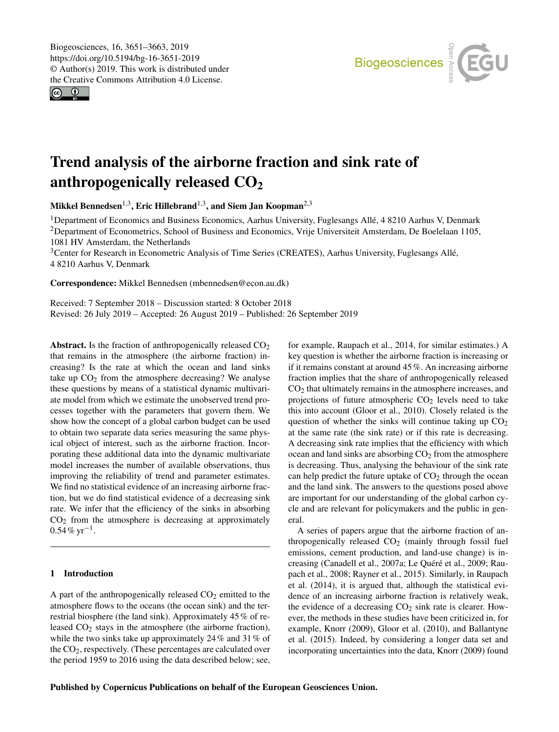# Trend analysis of the airborne fraction and sink rate of anthropogenically released $CO_2$

**Mikkel Bennedsen[1,3], Eric Hillebrand[1,3], and Siem Jan Koopman[2,3]**

[1]Department of Economics and Business Economics, Aarhus University, Fuglesangs Allé, 4 8210 Aarhus V, Denmark
[2]Department of Econometrics, School of Business and Economics, Vrije Universiteit Amsterdam, De Boelelaan 1105, 1081 HV Amsterdam, the Netherlands
[3]Center for Research in Econometric Analysis of Time Series (CREATES), Aarhus University, Fuglesangs Allé, 4 8210 Aarhus V, Denmark

**Correspondence:** Mikkel Bennedsen (mbennedsen@econ.au.dk)

Received: 7 September 2018 – Discussion started: 8 October 2018
Revised: 26 July 2019 – Accepted: 26 August 2019 – Published: 26 September 2019

**Abstract.** Is the fraction of anthropogenically released $CO_2$ that remains in the atmosphere (the airborne fraction) increasing? Is the rate at which the ocean and land sinks take up $CO_2$ from the atmosphere decreasing? We analyse these questions by means of a statistical dynamic multivariate model from which we estimate the unobserved trend processes together with the parameters that govern them. We show how the concept of a global carbon budget can be used to obtain two separate data series measuring the same physical object of interest, such as the airborne fraction. Incorporating these additional data into the dynamic multivariate model increases the number of available observations, thus improving the reliability of trend and parameter estimates. We find no statistical evidence of an increasing airborne fraction, but we do find statistical evidence of a decreasing sink rate. We infer that the efficiency of the sinks in absorbing $CO_2$ from the atmosphere is decreasing at approximately $0.54\,\%\,\mathrm{yr}^{-1}$.

## 1 Introduction

A part of the anthropogenically released $CO_2$ emitted to the atmosphere flows to the oceans (the ocean sink) and the terrestrial biosphere (the land sink). Approximately 45 % of released $CO_2$ stays in the atmosphere (the airborne fraction), while the two sinks take up approximately 24 % and 31 % of the $CO_2$, respectively. (These percentages are calculated over the period 1959 to 2016 using the data described below; see, for example, Raupach et al., 2014, for similar estimates.) A key question is whether the airborne fraction is increasing or if it remains constant at around 45 %. An increasing airborne fraction implies that the share of anthropogenically released $CO_2$ that ultimately remains in the atmosphere increases, and projections of future atmospheric $CO_2$ levels need to take this into account (Gloor et al., 2010). Closely related is the question of whether the sinks will continue taking up $CO_2$ at the same rate (the sink rate) or if this rate is decreasing. A decreasing sink rate implies that the efficiency with which ocean and land sinks are absorbing $CO_2$ from the atmosphere is decreasing. Thus, analysing the behaviour of the sink rate can help predict the future uptake of $CO_2$ through the ocean and the land sink. The answers to the questions posed above are important for our understanding of the global carbon cycle and are relevant for policymakers and the public in general.

A series of papers argue that the airborne fraction of anthropogenically released $CO_2$ (mainly through fossil fuel emissions, cement production, and land-use change) is increasing (Canadell et al., 2007a; Le Quéré et al., 2009; Raupach et al., 2008; Rayner et al., 2015). Similarly, in Raupach et al. (2014), it is argued that, although the statistical evidence of an increasing airborne fraction is relatively weak, the evidence of a decreasing $CO_2$ sink rate is clearer. However, the methods in these studies have been criticized in, for example, Knorr (2009), Gloor et al. (2010), and Ballantyne et al. (2015). Indeed, by considering a longer data set and incorporating uncertainties into the data, Knorr (2009) found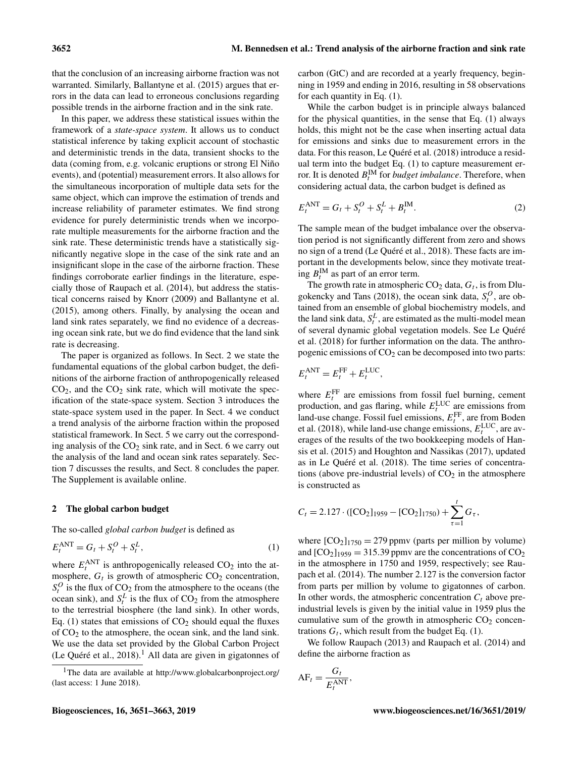that the conclusion of an increasing airborne fraction was not warranted. Similarly, Ballantyne et al. (2015) argues that errors in the data can lead to erroneous conclusions regarding possible trends in the airborne fraction and in the sink rate.

In this paper, we address these statistical issues within the framework of a *state-space system*. It allows us to conduct statistical inference by taking explicit account of stochastic and deterministic trends in the data, transient shocks to the data (coming from, e.g. volcanic eruptions or strong El Niño events), and (potential) measurement errors. It also allows for the simultaneous incorporation of multiple data sets for the same object, which can improve the estimation of trends and increase reliability of parameter estimates. We find strong evidence for purely deterministic trends when we incorporate multiple measurements for the airborne fraction and the sink rate. These deterministic trends have a statistically significantly negative slope in the case of the sink rate and an insignificant slope in the case of the airborne fraction. These findings corroborate earlier findings in the literature, especially those of Raupach et al. (2014), but address the statistical concerns raised by Knorr (2009) and Ballantyne et al. (2015), among others. Finally, by analysing the ocean and land sink rates separately, we find no evidence of a decreasing ocean sink rate, but we do find evidence that the land sink rate is decreasing.

The paper is organized as follows. In Sect. 2 we state the fundamental equations of the global carbon budget, the definitions of the airborne fraction of anthropogenically released $CO_2$, and the $CO_2$ sink rate, which will motivate the specification of the state-space system. Section 3 introduces the state-space system used in the paper. In Sect. 4 we conduct a trend analysis of the airborne fraction within the proposed statistical framework. In Sect. 5 we carry out the corresponding analysis of the $CO_2$ sink rate, and in Sect. 6 we carry out the analysis of the land and ocean sink rates separately. Section 7 discusses the results, and Sect. 8 concludes the paper. The Supplement is available online.

## 2 The global carbon budget

The so-called *global carbon budget* is defined as

$$E_t^{\mathrm{ANT}} = G_t + S_t^O + S_t^L, \tag{1}$$

where $E_t^{\mathrm{ANT}}$ is anthropogenically released $CO_2$ into the atmosphere, $G_t$ is growth of atmospheric $CO_2$ concentration, $S_t^O$ is the flux of $CO_2$ from the atmosphere to the oceans (the ocean sink), and $S_t^L$ is the flux of $CO_2$ from the atmosphere to the terrestrial biosphere (the land sink). In other words, Eq. (1) states that emissions of $CO_2$ should equal the fluxes of $CO_2$ to the atmosphere, the ocean sink, and the land sink. We use the data set provided by the Global Carbon Project (Le Quéré et al., 2018).[1] All data are given in gigatonnes of carbon (GtC) and are recorded at a yearly frequency, beginning in 1959 and ending in 2016, resulting in 58 observations for each quantity in Eq. (1).

While the carbon budget is in principle always balanced for the physical quantities, in the sense that Eq. (1) always holds, this might not be the case when inserting actual data for emissions and sinks due to measurement errors in the data. For this reason, Le Quéré et al. (2018) introduce a residual term into the budget Eq. (1) to capture measurement error. It is denoted $B_t^{\mathrm{IM}}$ for *budget imbalance*. Therefore, when considering actual data, the carbon budget is defined as

$$E_t^{\mathrm{ANT}} = G_t + S_t^O + S_t^L + B_t^{\mathrm{IM}}. \tag{2}$$

The sample mean of the budget imbalance over the observation period is not significantly different from zero and shows no sign of a trend (Le Quéré et al., 2018). These facts are important in the developments below, since they motivate treating $B_t^{\mathrm{IM}}$ as part of an error term.

The growth rate in atmospheric $CO_2$ data, $G_t$, is from Dlugokencky and Tans (2018), the ocean sink data, $S_t^O$, are obtained from an ensemble of global biochemistry models, and the land sink data, $S_t^L$, are estimated as the multi-model mean of several dynamic global vegetation models. See Le Quéré et al. (2018) for further information on the data. The anthropogenic emissions of $CO_2$ can be decomposed into two parts:

$$E_t^{\mathrm{ANT}} = E_t^{\mathrm{FF}} + E_t^{\mathrm{LUC}},$$

where $E_t^{\mathrm{FF}}$ are emissions from fossil fuel burning, cement production, and gas flaring, while $E_t^{\mathrm{LUC}}$ are emissions from land-use change. Fossil fuel emissions, $E_t^{\mathrm{FF}}$, are from Boden et al. (2018), while land-use change emissions, $E_t^{\mathrm{LUC}}$, are averages of the results of the two bookkeeping models of Hansis et al. (2015) and Houghton and Nassikas (2017), updated as in Le Quéré et al. (2018). The time series of concentrations (above pre-industrial levels) of $CO_2$ in the atmosphere is constructed as

$$C_t = 2.127 \cdot ([\mathrm{CO_2}]_{1959} - [\mathrm{CO_2}]_{1750}) + \sum_{\tau=1}^{t} G_\tau,$$

where $[\mathrm{CO_2}]_{1750} = 279$ ppmv (parts per million by volume) and $[\mathrm{CO_2}]_{1959} = 315.39$ ppmv are the concentrations of $CO_2$ in the atmosphere in 1750 and 1959, respectively; see Raupach et al. (2014). The number 2.127 is the conversion factor from parts per million by volume to gigatonnes of carbon. In other words, the atmospheric concentration $C_t$ above pre-industrial levels is given by the initial value in 1959 plus the cumulative sum of the growth in atmospheric $CO_2$ concentrations $G_t$, which result from the budget Eq. (1).

We follow Raupach (2013) and Raupach et al. (2014) and define the airborne fraction as

$$\mathrm{AF}_t = \frac{G_t}{E_t^{\mathrm{ANT}}},$$

[1] The data are available at http://www.globalcarbonproject.org/ (last access: 1 June 2018).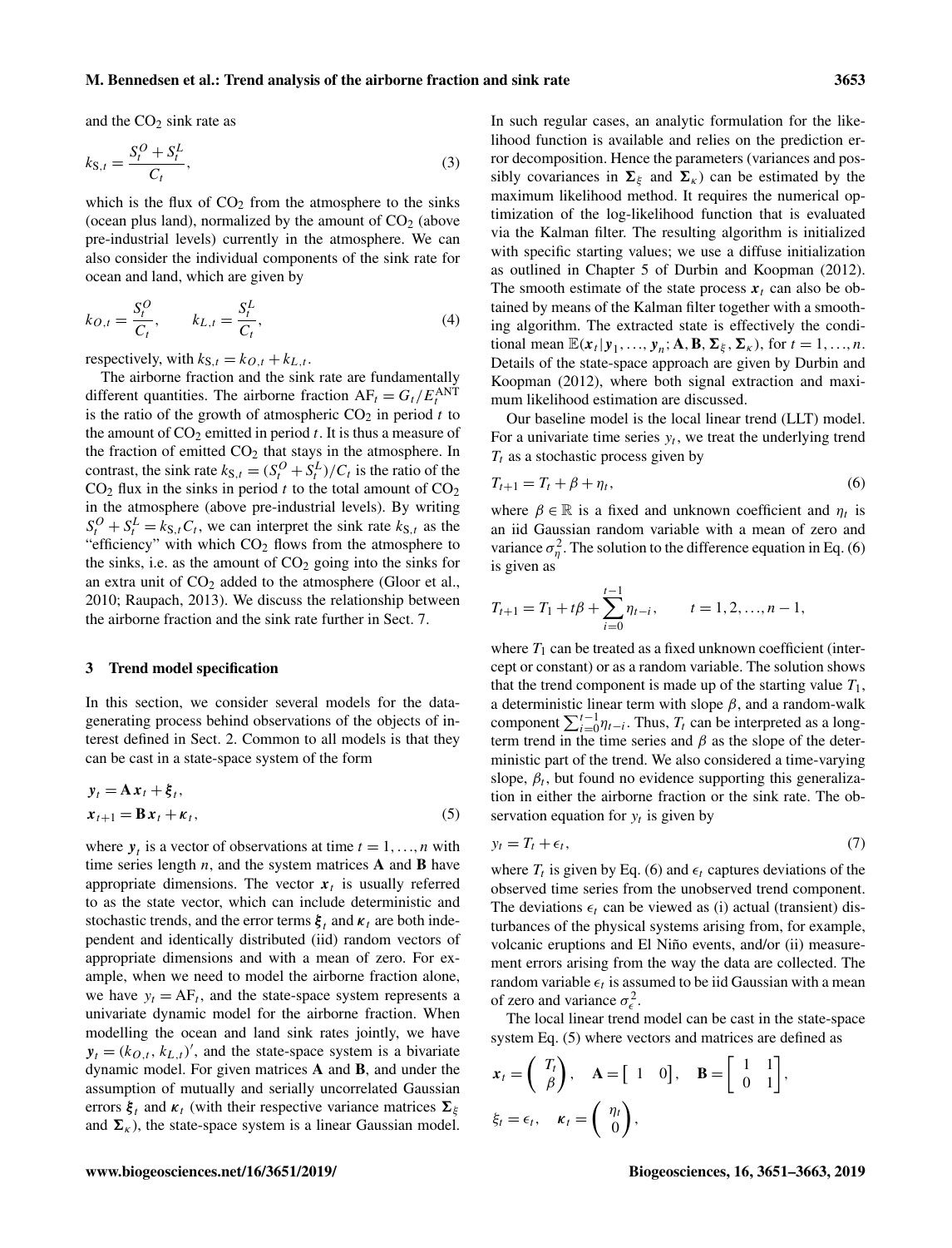and the $CO_2$ sink rate as

$$k_{S,t} = \frac{S_t^O + S_t^L}{C_t}, \tag{3}$$

which is the flux of $CO_2$ from the atmosphere to the sinks (ocean plus land), normalized by the amount of $CO_2$ (above pre-industrial levels) currently in the atmosphere. We can also consider the individual components of the sink rate for ocean and land, which are given by

$$k_{O,t} = \frac{S_t^O}{C_t}, \qquad k_{L,t} = \frac{S_t^L}{C_t}, \tag{4}$$

respectively, with $k_{S,t} = k_{O,t} + k_{L,t}$.

The airborne fraction and the sink rate are fundamentally different quantities. The airborne fraction $AF_t = G_t / E_t^{ANT}$ is the ratio of the growth of atmospheric $CO_2$ in period $t$ to the amount of $CO_2$ emitted in period $t$. It is thus a measure of the fraction of emitted $CO_2$ that stays in the atmosphere. In contrast, the sink rate $k_{S,t} = (S_t^O + S_t^L)/C_t$ is the ratio of the $CO_2$ flux in the sinks in period $t$ to the total amount of $CO_2$ in the atmosphere (above pre-industrial levels). By writing $S_t^O + S_t^L = k_{S,t} C_t$, we can interpret the sink rate $k_{S,t}$ as the "efficiency" with which $CO_2$ flows from the atmosphere to the sinks, i.e. as the amount of $CO_2$ going into the sinks for an extra unit of $CO_2$ added to the atmosphere (Gloor et al., 2010; Raupach, 2013). We discuss the relationship between the airborne fraction and the sink rate further in Sect. 7.

## 3 Trend model specification

In this section, we consider several models for the data-generating process behind observations of the objects of interest defined in Sect. 2. Common to all models is that they can be cast in a state-space system of the form

$$\begin{aligned} \boldsymbol{y}_t &= \mathbf{A}\,\boldsymbol{x}_t + \boldsymbol{\xi}_t, \\ \boldsymbol{x}_{t+1} &= \mathbf{B}\,\boldsymbol{x}_t + \boldsymbol{\kappa}_t, \end{aligned} \tag{5}$$

where $\boldsymbol{y}_t$ is a vector of observations at time $t = 1, \ldots, n$ with time series length $n$, and the system matrices $\mathbf{A}$ and $\mathbf{B}$ have appropriate dimensions. The vector $\boldsymbol{x}_t$ is usually referred to as the state vector, which can include deterministic and stochastic trends, and the error terms $\boldsymbol{\xi}_t$ and $\boldsymbol{\kappa}_t$ are both independent and identically distributed (iid) random vectors of appropriate dimensions and with a mean of zero. For example, when we need to model the airborne fraction alone, we have $y_t = AF_t$, and the state-space system represents a univariate dynamic model for the airborne fraction. When modelling the ocean and land sink rates jointly, we have $\boldsymbol{y}_t = (k_{O,t}, k_{L,t})'$, and the state-space system is a bivariate dynamic model. For given matrices $\mathbf{A}$ and $\mathbf{B}$, and under the assumption of mutually and serially uncorrelated Gaussian errors $\boldsymbol{\xi}_t$ and $\boldsymbol{\kappa}_t$ (with their respective variance matrices $\boldsymbol{\Sigma}_\xi$ and $\boldsymbol{\Sigma}_\kappa$), the state-space system is a linear Gaussian model. In such regular cases, an analytic formulation for the likelihood function is available and relies on the prediction error decomposition. Hence the parameters (variances and possibly covariances in $\boldsymbol{\Sigma}_\xi$ and $\boldsymbol{\Sigma}_\kappa$) can be estimated by the maximum likelihood method. It requires the numerical optimization of the log-likelihood function that is evaluated via the Kalman filter. The resulting algorithm is initialized with specific starting values; we use a diffuse initialization as outlined in Chapter 5 of Durbin and Koopman (2012). The smooth estimate of the state process $\boldsymbol{x}_t$ can also be obtained by means of the Kalman filter together with a smoothing algorithm. The extracted state is effectively the conditional mean $\mathbb{E}(\boldsymbol{x}_t | \boldsymbol{y}_1, \ldots, \boldsymbol{y}_n; \mathbf{A}, \mathbf{B}, \boldsymbol{\Sigma}_\xi, \boldsymbol{\Sigma}_\kappa)$, for $t = 1, \ldots, n$. Details of the state-space approach are given by Durbin and Koopman (2012), where both signal extraction and maximum likelihood estimation are discussed.

Our baseline model is the local linear trend (LLT) model. For a univariate time series $y_t$, we treat the underlying trend $T_t$ as a stochastic process given by

$$T_{t+1} = T_t + \beta + \eta_t, \tag{6}$$

where $\beta \in \mathbb{R}$ is a fixed and unknown coefficient and $\eta_t$ is an iid Gaussian random variable with a mean of zero and variance $\sigma_\eta^2$. The solution to the difference equation in Eq. (6) is given as

$$T_{t+1} = T_1 + t\beta + \sum_{i=0}^{t-1} \eta_{t-i}, \qquad t = 1, 2, \ldots, n-1,$$

where $T_1$ can be treated as a fixed unknown coefficient (intercept or constant) or as a random variable. The solution shows that the trend component is made up of the starting value $T_1$, a deterministic linear term with slope $\beta$, and a random-walk component $\sum_{i=0}^{t-1} \eta_{t-i}$. Thus, $T_t$ can be interpreted as a long-term trend in the time series and $\beta$ as the slope of the deterministic part of the trend. We also considered a time-varying slope, $\beta_t$, but found no evidence supporting this generalization in either the airborne fraction or the sink rate. The observation equation for $y_t$ is given by

$$y_t = T_t + \epsilon_t, \tag{7}$$

where $T_t$ is given by Eq. (6) and $\epsilon_t$ captures deviations of the observed time series from the unobserved trend component. The deviations $\epsilon_t$ can be viewed as (i) actual (transient) disturbances of the physical systems arising from, for example, volcanic eruptions and El Niño events, and/or (ii) measurement errors arising from the way the data are collected. The random variable $\epsilon_t$ is assumed to be iid Gaussian with a mean of zero and variance $\sigma_\epsilon^2$.

The local linear trend model can be cast in the state-space system Eq. (5) where vectors and matrices are defined as

$$\boldsymbol{x}_t = \begin{pmatrix} T_t \\ \beta \end{pmatrix}, \quad \mathbf{A} = \begin{bmatrix} 1 & 0 \end{bmatrix}, \quad \mathbf{B} = \begin{bmatrix} 1 & 1 \\ 0 & 1 \end{bmatrix},$$

$$\xi_t = \epsilon_t, \quad \boldsymbol{\kappa}_t = \begin{pmatrix} \eta_t \\ 0 \end{pmatrix},$$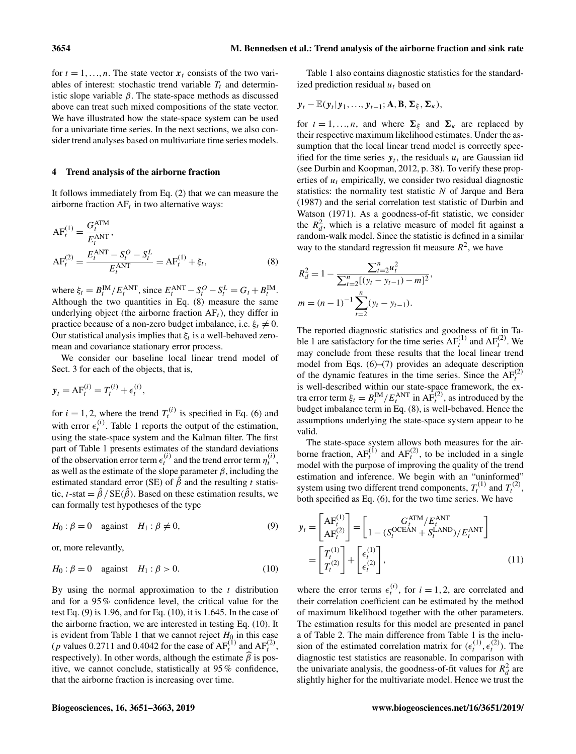for $t = 1, \ldots, n$. The state vector $\boldsymbol{x}_t$ consists of the two variables of interest: stochastic trend variable $T_t$ and deterministic slope variable $\beta$. The state-space methods as discussed above can treat such mixed compositions of the state vector. We have illustrated how the state-space system can be used for a univariate time series. In the next sections, we also consider trend analyses based on multivariate time series models.

## 4 Trend analysis of the airborne fraction

It follows immediately from Eq. (2) that we can measure the airborne fraction $\mathrm{AF}_t$ in two alternative ways:

$$\mathrm{AF}_t^{(1)} = \frac{G_t^{\mathrm{ATM}}}{E_t^{\mathrm{ANT}}},$$
$$\mathrm{AF}_t^{(2)} = \frac{E_t^{\mathrm{ANT}} - S_t^O - S_t^L}{E_t^{\mathrm{ANT}}} = \mathrm{AF}_t^{(1)} + \xi_t, \tag{8}$$

where $\xi_t = B_t^{\mathrm{IM}}/E_t^{\mathrm{ANT}}$, since $E_t^{\mathrm{ANT}} - S_t^O - S_t^L = G_t + B_t^{\mathrm{IM}}$. Although the two quantities in Eq. (8) measure the same underlying object (the airborne fraction $\mathrm{AF}_t$), they differ in practice because of a non-zero budget imbalance, i.e. $\xi_t \neq 0$. Our statistical analysis implies that $\xi_t$ is a well-behaved zero-mean and covariance stationary error process.

We consider our baseline local linear trend model of Sect. 3 for each of the objects, that is,

$$\boldsymbol{y}_t = \mathrm{AF}_t^{(i)} = T_t^{(i)} + \epsilon_t^{(i)},$$

for $i = 1, 2$, where the trend $T_t^{(i)}$ is specified in Eq. (6) and with error $\epsilon_t^{(i)}$. Table 1 reports the output of the estimation, using the state-space system and the Kalman filter. The first part of Table 1 presents estimates of the standard deviations of the observation error term $\epsilon_t^{(i)}$ and the trend error term $\eta_t^{(i)}$, as well as the estimate of the slope parameter $\beta$, including the estimated standard error (SE) of $\hat{\beta}$ and the resulting $t$ statistic, $t\text{-stat} = \hat{\beta}\,/\,\mathrm{SE}(\hat{\beta})$. Based on these estimation results, we can formally test hypotheses of the type

$$H_0 : \beta = 0 \quad \text{against} \quad H_1 : \beta \neq 0, \tag{9}$$

or, more relevantly,

$$H_0 : \beta = 0 \quad \text{against} \quad H_1 : \beta > 0. \tag{10}$$

By using the normal approximation to the $t$ distribution and for a 95 % confidence level, the critical value for the test Eq. (9) is 1.96, and for Eq. (10), it is 1.645. In the case of the airborne fraction, we are interested in testing Eq. (10). It is evident from Table 1 that we cannot reject $H_0$ in this case ($p$ values 0.2711 and 0.4042 for the case of $\mathrm{AF}_t^{(1)}$ and $\mathrm{AF}_t^{(2)}$, respectively). In other words, although the estimate $\widehat{\beta}$ is positive, we cannot conclude, statistically at 95 % confidence, that the airborne fraction is increasing over time.

Table 1 also contains diagnostic statistics for the standardized prediction residual $u_t$ based on

$$\boldsymbol{y}_t - \mathbb{E}(\boldsymbol{y}_t | \boldsymbol{y}_1, \ldots, \boldsymbol{y}_{t-1}; \mathbf{A}, \mathbf{B}, \boldsymbol{\Sigma}_\xi, \boldsymbol{\Sigma}_\kappa),$$

for $t = 1, \ldots, n$, and where $\boldsymbol{\Sigma}_\xi$ and $\boldsymbol{\Sigma}_\kappa$ are replaced by their respective maximum likelihood estimates. Under the assumption that the local linear trend model is correctly specified for the time series $\boldsymbol{y}_t$, the residuals $u_t$ are Gaussian iid (see Durbin and Koopman, 2012, p. 38). To verify these properties of $u_t$ empirically, we consider two residual diagnostic statistics: the normality test statistic $N$ of Jarque and Bera (1987) and the serial correlation test statistic of Durbin and Watson (1971). As a goodness-of-fit statistic, we consider the $R_d^2$, which is a relative measure of model fit against a random-walk model. Since the statistic is defined in a similar way to the standard regression fit measure $R^2$, we have

$$R_d^2 = 1 - \frac{\sum_{t=2}^n u_t^2}{\sum_{t=2}^n [(y_t - y_{t-1}) - m]^2},$$
$$m = (n-1)^{-1} \sum_{t=2}^n (y_t - y_{t-1}).$$

The reported diagnostic statistics and goodness of fit in Table 1 are satisfactory for the time series $\mathrm{AF}_t^{(1)}$ and $\mathrm{AF}_t^{(2)}$. We may conclude from these results that the local linear trend model from Eqs. (6)–(7) provides an adequate description of the dynamic features in the time series. Since the $\mathrm{AF}_t^{(2)}$ is well-described within our state-space framework, the extra error term $\xi_t = B_t^{\mathrm{IM}}/E_t^{\mathrm{ANT}}$ in $\mathrm{AF}_t^{(2)}$, as introduced by the budget imbalance term in Eq. (8), is well-behaved. Hence the assumptions underlying the state-space system appear to be valid.

The state-space system allows both measures for the airborne fraction, $\mathrm{AF}_t^{(1)}$ and $\mathrm{AF}_t^{(2)}$, to be included in a single model with the purpose of improving the quality of the trend estimation and inference. We begin with an "uninformed" system using two different trend components, $T_t^{(1)}$ and $T_t^{(2)}$, both specified as Eq. (6), for the two time series. We have

$$\boldsymbol{y}_t = \begin{bmatrix} \mathrm{AF}_t^{(1)} \\ \mathrm{AF}_t^{(2)} \end{bmatrix} = \begin{bmatrix} G_t^{\mathrm{ATM}}/E_t^{\mathrm{ANT}} \\ 1 - (S_t^{\mathrm{OCEAN}} + S_t^{\mathrm{LAND}})/E_t^{\mathrm{ANT}} \end{bmatrix}$$
$$= \begin{bmatrix} T_t^{(1)} \\ T_t^{(2)} \end{bmatrix} + \begin{bmatrix} \epsilon_t^{(1)} \\ \epsilon_t^{(2)} \end{bmatrix}, \tag{11}$$

where the error terms $\epsilon_t^{(i)}$, for $i = 1, 2$, are correlated and their correlation coefficient can be estimated by the method of maximum likelihood together with the other parameters. The estimation results for this model are presented in panel a of Table 2. The main difference from Table 1 is the inclusion of the estimated correlation matrix for $(\epsilon_t^{(1)}, \epsilon_t^{(2)})$. The diagnostic test statistics are reasonable. In comparison with the univariate analysis, the goodness-of-fit values for $R_d^2$ are slightly higher for the multivariate model. Hence we trust the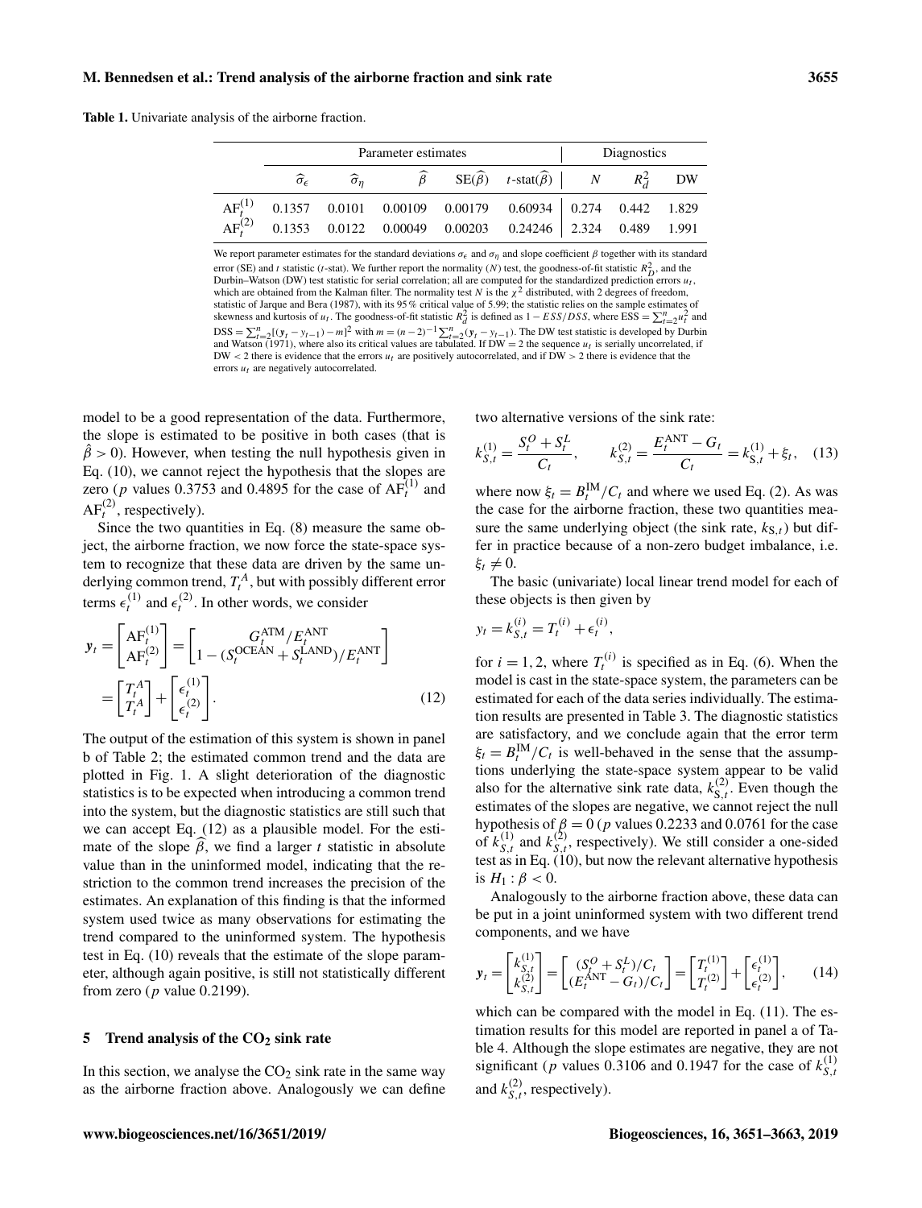**Table 1.** Univariate analysis of the airborne fraction.

| | Parameter estimates | | | | | Diagnostics | | |
|---|---|---|---|---|---|---|---|---|
| | $\widehat{\sigma}_\epsilon$ | $\widehat{\sigma}_\eta$ | $\widehat{\beta}$ | SE($\widehat{\beta}$) | $t$-stat($\widehat{\beta}$) | $N$ | $R_d^2$ | DW |
| $\mathrm{AF}_t^{(1)}$ | 0.1357 | 0.0101 | 0.00109 | 0.00179 | 0.60934 | 0.274 | 0.442 | 1.829 |
| $\mathrm{AF}_t^{(2)}$ | 0.1353 | 0.0122 | 0.00049 | 0.00203 | 0.24246 | 2.324 | 0.489 | 1.991 |

We report parameter estimates for the standard deviations $\sigma_\epsilon$ and $\sigma_\eta$ and slope coefficient $\beta$ together with its standard error (SE) and $t$ statistic ($t$-stat). We further report the normality ($N$) test, the goodness-of-fit statistic $R_D^2$, and the Durbin–Watson (DW) test statistic for serial correlation; all are computed for the standardized prediction errors $u_t$, which are obtained from the Kalman filter. The normality test $N$ is the $\chi^2$ distributed, with 2 degrees of freedom, statistic of Jarque and Bera (1987), with its 95 % critical value of 5.99; the statistic relies on the sample estimates of skewness and kurtosis of $u_t$. The goodness-of-fit statistic $R_d^2$ is defined as $1-ESS/DSS$, where $\mathrm{ESS}=\sum_{t=2}^{n} u_t^2$ and $\mathrm{DSS}=\sum_{t=2}^{n}[(y_t-y_{t-1})-m]^2$ with $m=(n-2)^{-1}\sum_{t=2}^{n}(y_t-y_{t-1})$. The DW test statistic is developed by Durbin and Watson (1971), where also its critical values are tabulated. If DW = 2 the sequence $u_t$ is serially uncorrelated, if DW < 2 there is evidence that the errors $u_t$ are positively autocorrelated, and if DW > 2 there is evidence that the errors $u_t$ are negatively autocorrelated.

model to be a good representation of the data. Furthermore, the slope is estimated to be positive in both cases (that is $\hat{\beta}>0$). However, when testing the null hypothesis given in Eq. (10), we cannot reject the hypothesis that the slopes are zero ($p$ values 0.3753 and 0.4895 for the case of $\mathrm{AF}_t^{(1)}$ and $\mathrm{AF}_t^{(2)}$, respectively).

Since the two quantities in Eq. (8) measure the same object, the airborne fraction, we now force the state-space system to recognize that these data are driven by the same underlying common trend, $T_t^A$, but with possibly different error terms $\epsilon_t^{(1)}$ and $\epsilon_t^{(2)}$. In other words, we consider

$$\boldsymbol{y}_t=\begin{bmatrix}\mathrm{AF}_t^{(1)}\\ \mathrm{AF}_t^{(2)}\end{bmatrix}=\begin{bmatrix}G_t^{\mathrm{ATM}}/E_t^{\mathrm{ANT}}\\ 1-(S_t^{\mathrm{OCEAN}}+S_t^{\mathrm{LAND}})/E_t^{\mathrm{ANT}}\end{bmatrix}=\begin{bmatrix}T_t^A\\ T_t^A\end{bmatrix}+\begin{bmatrix}\epsilon_t^{(1)}\\ \epsilon_t^{(2)}\end{bmatrix}. \quad (12)$$

The output of the estimation of this system is shown in panel b of Table 2; the estimated common trend and the data are plotted in Fig. 1. A slight deterioration of the diagnostic statistics is to be expected when introducing a common trend into the system, but the diagnostic statistics are still such that we can accept Eq. (12) as a plausible model. For the estimate of the slope $\widehat{\beta}$, we find a larger $t$ statistic in absolute value than in the uninformed model, indicating that the restriction to the common trend increases the precision of the estimates. An explanation of this finding is that the informed system used twice as many observations for estimating the trend compared to the uninformed system. The hypothesis test in Eq. (10) reveals that the estimate of the slope parameter, although again positive, is still not statistically different from zero ($p$ value 0.2199).

## 5 Trend analysis of the $CO_2$ sink rate

In this section, we analyse the $CO_2$ sink rate in the same way as the airborne fraction above. Analogously we can define two alternative versions of the sink rate:

$$k_{S,t}^{(1)}=\frac{S_t^O+S_t^L}{C_t}, \qquad k_{S,t}^{(2)}=\frac{E_t^{\mathrm{ANT}}-G_t}{C_t}=k_{S,t}^{(1)}+\xi_t, \quad (13)$$

where now $\xi_t=B_t^{\mathrm{IM}}/C_t$ and where we used Eq. (2). As was the case for the airborne fraction, these two quantities measure the same underlying object (the sink rate, $k_{S,t}$) but differ in practice because of a non-zero budget imbalance, i.e. $\xi_t\neq 0$.

The basic (univariate) local linear trend model for each of these objects is then given by

$$y_t=k_{S,t}^{(i)}=T_t^{(i)}+\epsilon_t^{(i)},$$

for $i=1,2$, where $T_t^{(i)}$ is specified as in Eq. (6). When the model is cast in the state-space system, the parameters can be estimated for each of the data series individually. The estimation results are presented in Table 3. The diagnostic statistics are satisfactory, and we conclude again that the error term $\xi_t=B_t^{\mathrm{IM}}/C_t$ is well-behaved in the sense that the assumptions underlying the state-space system appear to be valid also for the alternative sink rate data, $k_{S,t}^{(2)}$. Even though the estimates of the slopes are negative, we cannot reject the null hypothesis of $\beta=0$ ($p$ values 0.2233 and 0.0761 for the case of $k_{S,t}^{(1)}$ and $k_{S,t}^{(2)}$, respectively). We still consider a one-sided test as in Eq. (10), but now the relevant alternative hypothesis is $H_1:\beta<0$.

Analogously to the airborne fraction above, these data can be put in a joint uninformed system with two different trend components, and we have

$$\boldsymbol{y}_t=\begin{bmatrix}k_{S,t}^{(1)}\\ k_{S,t}^{(2)}\end{bmatrix}=\begin{bmatrix}(S_t^O+S_t^L)/C_t\\ (E_t^{\mathrm{ANT}}-G_t)/C_t\end{bmatrix}=\begin{bmatrix}T_t^{(1)}\\ T_t^{(2)}\end{bmatrix}+\begin{bmatrix}\epsilon_t^{(1)}\\ \epsilon_t^{(2)}\end{bmatrix}, \quad (14)$$

which can be compared with the model in Eq. (11). The estimation results for this model are reported in panel a of Table 4. Although the slope estimates are negative, they are not significant ($p$ values 0.3106 and 0.1947 for the case of $k_{S,t}^{(1)}$ and $k_{S,t}^{(2)}$, respectively).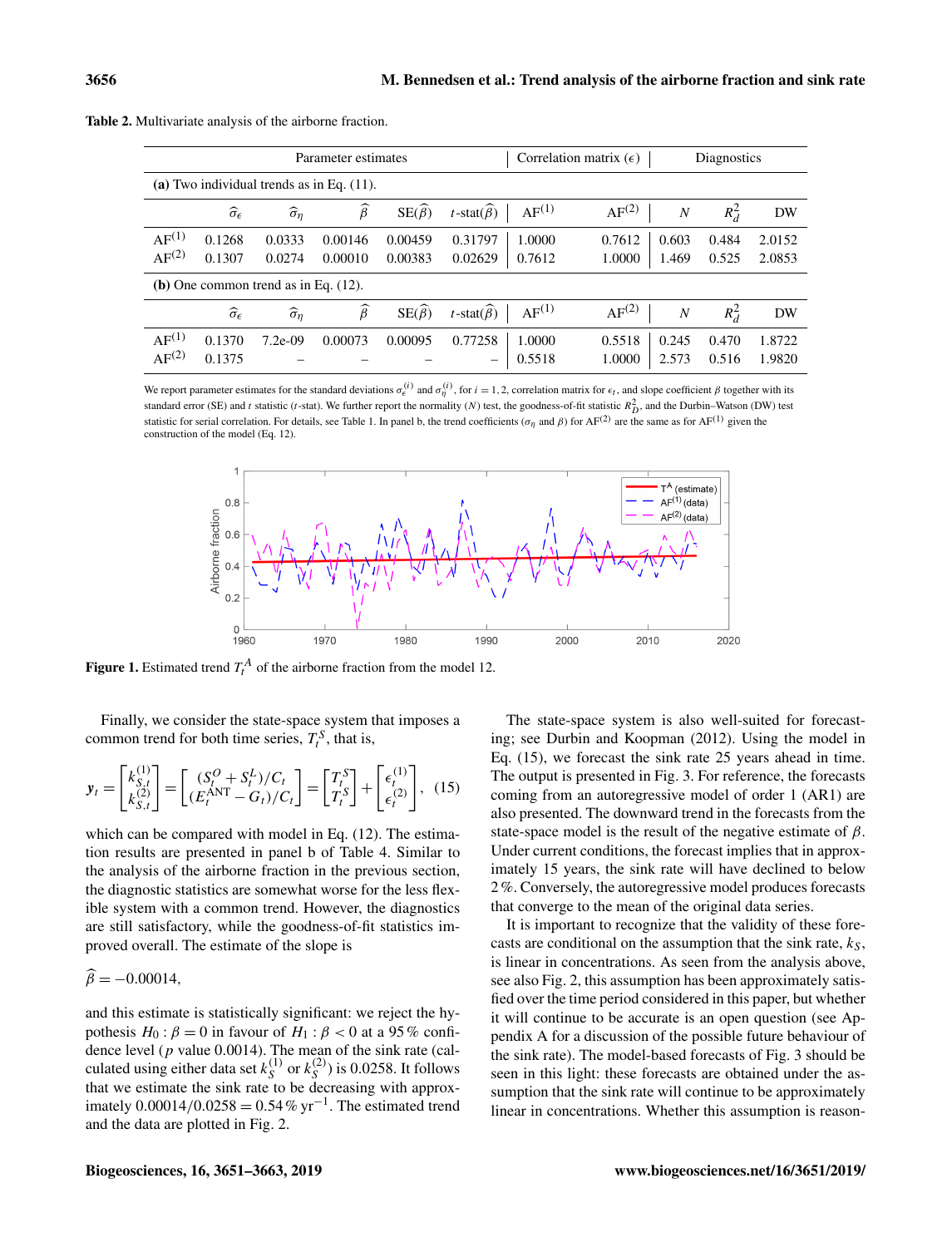**Table 2.** Multivariate analysis of the airborne fraction.

| | Parameter estimates | | | | | Correlation matrix ($\epsilon$) | | Diagnostics | | |
|---|---|---|---|---|---|---|---|---|---|---|
| **(a)** Two individual trends as in Eq. (11). | | | | | | | | | | |
| | $\widehat{\sigma}_\epsilon$ | $\widehat{\sigma}_\eta$ | $\widehat{\beta}$ | SE($\widehat{\beta}$) | $t$-stat($\widehat{\beta}$) | AF$^{(1)}$ | AF$^{(2)}$ | $N$ | $R^2_d$ | DW |
| AF$^{(1)}$ | 0.1268 | 0.0333 | 0.00146 | 0.00459 | 0.31797 | 1.0000 | 0.7612 | 0.603 | 0.484 | 2.0152 |
| AF$^{(2)}$ | 0.1307 | 0.0274 | 0.00010 | 0.00383 | 0.02629 | 0.7612 | 1.0000 | 1.469 | 0.525 | 2.0853 |
| **(b)** One common trend as in Eq. (12). | | | | | | | | | | |
| | $\widehat{\sigma}_\epsilon$ | $\widehat{\sigma}_\eta$ | $\widehat{\beta}$ | SE($\widehat{\beta}$) | $t$-stat($\widehat{\beta}$) | AF$^{(1)}$ | AF$^{(2)}$ | $N$ | $R^2_d$ | DW |
| AF$^{(1)}$ | 0.1370 | 7.2e-09 | 0.00073 | 0.00095 | 0.77258 | 1.0000 | 0.5518 | 0.245 | 0.470 | 1.8722 |
| AF$^{(2)}$ | 0.1375 | – | – | – | – | 0.5518 | 1.0000 | 2.573 | 0.516 | 1.9820 |

We report parameter estimates for the standard deviations $\sigma_\epsilon^{(i)}$ and $\sigma_\eta^{(i)}$, for $i = 1, 2$, correlation matrix for $\epsilon_t$, and slope coefficient $\beta$ together with its standard error (SE) and $t$ statistic ($t$-stat). We further report the normality ($N$) test, the goodness-of-fit statistic $R^2_D$, and the Durbin–Watson (DW) test statistic for serial correlation. For details, see Table 1. In panel b, the trend coefficients ($\sigma_\eta$ and $\beta$) for AF$^{(2)}$ are the same as for AF$^{(1)}$ given the construction of the model (Eq. 12).

**Figure 1.** Estimated trend $T_t^A$ of the airborne fraction from the model 12.

Finally, we consider the state-space system that imposes a common trend for both time series, $T_t^S$, that is,

$$\boldsymbol{y}_t = \begin{bmatrix} k_{S,t}^{(1)} \\ k_{S,t}^{(2)} \end{bmatrix} = \begin{bmatrix} (S_t^O + S_t^L)/C_t \\ (E_t^{\mathrm{ANT}} - G_t)/C_t \end{bmatrix} = \begin{bmatrix} T_t^S \\ T_t^S \end{bmatrix} + \begin{bmatrix} \epsilon_t^{(1)} \\ \epsilon_t^{(2)} \end{bmatrix}, \quad (15)$$

which can be compared with model in Eq. (12). The estimation results are presented in panel b of Table 4. Similar to the analysis of the airborne fraction in the previous section, the diagnostic statistics are somewhat worse for the less flexible system with a common trend. However, the diagnostics are still satisfactory, while the goodness-of-fit statistics improved overall. The estimate of the slope is

$$\widehat{\beta} = -0.00014,$$

and this estimate is statistically significant: we reject the hypothesis $H_0 : \beta = 0$ in favour of $H_1 : \beta < 0$ at a 95 % confidence level ($p$ value 0.0014). The mean of the sink rate (calculated using either data set $k_S^{(1)}$ or $k_S^{(2)}$) is 0.0258. It follows that we estimate the sink rate to be decreasing with approximately $0.00014/0.0258 = 0.54\,\%\,\mathrm{yr}^{-1}$. The estimated trend and the data are plotted in Fig. 2.

The state-space system is also well-suited for forecasting; see Durbin and Koopman (2012). Using the model in Eq. (15), we forecast the sink rate 25 years ahead in time. The output is presented in Fig. 3. For reference, the forecasts coming from an autoregressive model of order 1 (AR1) are also presented. The downward trend in the forecasts from the state-space model is the result of the negative estimate of $\beta$. Under current conditions, the forecast implies that in approximately 15 years, the sink rate will have declined to below 2 %. Conversely, the autoregressive model produces forecasts that converge to the mean of the original data series.

It is important to recognize that the validity of these forecasts are conditional on the assumption that the sink rate, $k_S$, is linear in concentrations. As seen from the analysis above, see also Fig. 2, this assumption has been approximately satisfied over the time period considered in this paper, but whether it will continue to be accurate is an open question (see Appendix A for a discussion of the possible future behaviour of the sink rate). The model-based forecasts of Fig. 3 should be seen in this light: these forecasts are obtained under the assumption that the sink rate will continue to be approximately linear in concentrations. Whether this assumption is reason-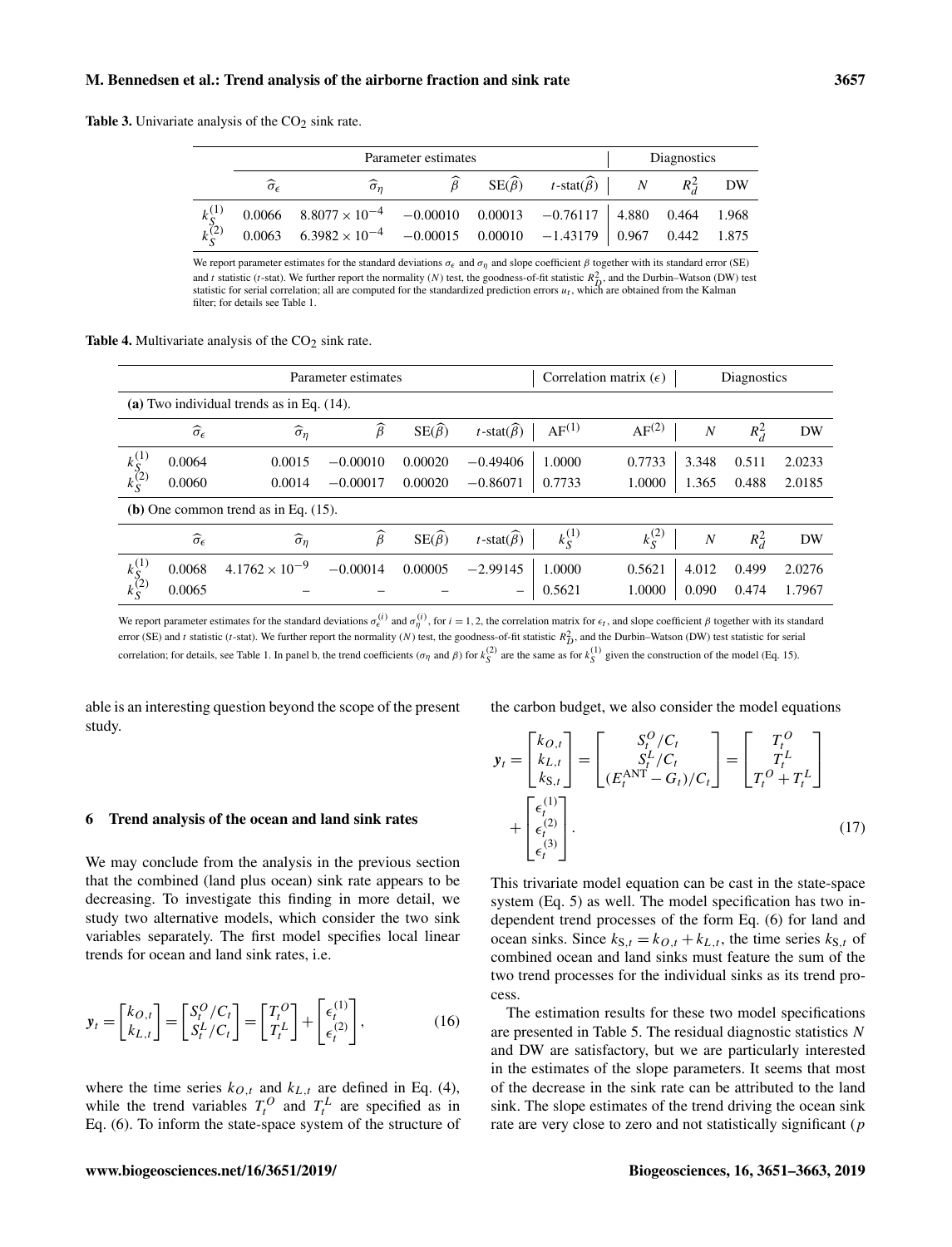**Table 3.** Univariate analysis of the $CO_2$ sink rate.

| | Parameter estimates | | | | | Diagnostics | | |
|---|---|---|---|---|---|---|---|---|
| | $\widehat{\sigma}_\epsilon$ | $\widehat{\sigma}_\eta$ | $\widehat{\beta}$ | $\mathrm{SE}(\widehat{\beta})$ | $t$-stat$(\widehat{\beta})$ | $N$ | $R_d^2$ | DW |
| $k_S^{(1)}$ | 0.0066 | $8.8077 \times 10^{-4}$ | $-0.00010$ | 0.00013 | $-0.76117$ | 4.880 | 0.464 | 1.968 |
| $k_S^{(2)}$ | 0.0063 | $6.3982 \times 10^{-4}$ | $-0.00015$ | 0.00010 | $-1.43179$ | 0.967 | 0.442 | 1.875 |

We report parameter estimates for the standard deviations $\sigma_\epsilon$ and $\sigma_\eta$ and slope coefficient $\beta$ together with its standard error (SE) and $t$ statistic ($t$-stat). We further report the normality ($N$) test, the goodness-of-fit statistic $R_D^2$, and the Durbin–Watson (DW) test statistic for serial correlation; all are computed for the standardized prediction errors $u_t$, which are obtained from the Kalman filter; for details see Table 1.

**Table 4.** Multivariate analysis of the $CO_2$ sink rate.

| | Parameter estimates | | | | | Correlation matrix ($\epsilon$) | | Diagnostics | | |
|---|---|---|---|---|---|---|---|---|---|---|
| **(a)** Two individual trends as in Eq. (14). | | | | | | | | | | |
| | $\widehat{\sigma}_\epsilon$ | $\widehat{\sigma}_\eta$ | $\widehat{\beta}$ | $\mathrm{SE}(\widehat{\beta})$ | $t$-stat$(\widehat{\beta})$ | $\mathrm{AF}^{(1)}$ | $\mathrm{AF}^{(2)}$ | $N$ | $R_d^2$ | DW |
| $k_S^{(1)}$ | 0.0064 | 0.0015 | $-0.00010$ | 0.00020 | $-0.49406$ | 1.0000 | 0.7733 | 3.348 | 0.511 | 2.0233 |
| $k_S^{(2)}$ | 0.0060 | 0.0014 | $-0.00017$ | 0.00020 | $-0.86071$ | 0.7733 | 1.0000 | 1.365 | 0.488 | 2.0185 |
| **(b)** One common trend as in Eq. (15). | | | | | | | | | | |
| | $\widehat{\sigma}_\epsilon$ | $\widehat{\sigma}_\eta$ | $\widehat{\beta}$ | $\mathrm{SE}(\widehat{\beta})$ | $t$-stat$(\widehat{\beta})$ | $k_S^{(1)}$ | $k_S^{(2)}$ | $N$ | $R_d^2$ | DW |
| $k_S^{(1)}$ | 0.0068 | $4.1762 \times 10^{-9}$ | $-0.00014$ | 0.00005 | $-2.99145$ | 1.0000 | 0.5621 | 4.012 | 0.499 | 2.0276 |
| $k_S^{(2)}$ | 0.0065 | – | – | – | – | 0.5621 | 1.0000 | 0.090 | 0.474 | 1.7967 |

We report parameter estimates for the standard deviations $\sigma_\epsilon^{(i)}$ and $\sigma_\eta^{(i)}$, for $i = 1, 2$, the correlation matrix for $\epsilon_t$, and slope coefficient $\beta$ together with its standard error (SE) and $t$ statistic ($t$-stat). We further report the normality ($N$) test, the goodness-of-fit statistic $R_D^2$, and the Durbin–Watson (DW) test statistic for serial correlation; for details, see Table 1. In panel b, the trend coefficients ($\sigma_\eta$ and $\beta$) for $k_S^{(2)}$ are the same as for $k_S^{(1)}$ given the construction of the model (Eq. 15).

able is an interesting question beyond the scope of the present study.

## 6 Trend analysis of the ocean and land sink rates

We may conclude from the analysis in the previous section that the combined (land plus ocean) sink rate appears to be decreasing. To investigate this finding in more detail, we study two alternative models, which consider the two sink variables separately. The first model specifies local linear trends for ocean and land sink rates, i.e.

$$\boldsymbol{y}_t = \begin{bmatrix} k_{O,t} \\ k_{L,t} \end{bmatrix} = \begin{bmatrix} S_t^O / C_t \\ S_t^L / C_t \end{bmatrix} = \begin{bmatrix} T_t^O \\ T_t^L \end{bmatrix} + \begin{bmatrix} \epsilon_t^{(1)} \\ \epsilon_t^{(2)} \end{bmatrix}, \tag{16}$$

where the time series $k_{O,t}$ and $k_{L,t}$ are defined in Eq. (4), while the trend variables $T_t^O$ and $T_t^L$ are specified as in Eq. (6). To inform the state-space system of the structure of the carbon budget, we also consider the model equations

$$\boldsymbol{y}_t = \begin{bmatrix} k_{O,t} \\ k_{L,t} \\ k_{\mathrm{S},t} \end{bmatrix} = \begin{bmatrix} S_t^O / C_t \\ S_t^L / C_t \\ (E_t^{\mathrm{ANT}} - G_t)/C_t \end{bmatrix} = \begin{bmatrix} T_t^O \\ T_t^L \\ T_t^O + T_t^L \end{bmatrix} + \begin{bmatrix} \epsilon_t^{(1)} \\ \epsilon_t^{(2)} \\ \epsilon_t^{(3)} \end{bmatrix}. \tag{17}$$

This trivariate model equation can be cast in the state-space system (Eq. 5) as well. The model specification has two independent trend processes of the form Eq. (6) for land and ocean sinks. Since $k_{\mathrm{S},t} = k_{O,t} + k_{L,t}$, the time series $k_{\mathrm{S},t}$ of combined ocean and land sinks must feature the sum of the two trend processes for the individual sinks as its trend process.

The estimation results for these two model specifications are presented in Table 5. The residual diagnostic statistics $N$ and DW are satisfactory, but we are particularly interested in the estimates of the slope parameters. It seems that most of the decrease in the sink rate can be attributed to the land sink. The slope estimates of the trend driving the ocean sink rate are very close to zero and not statistically significant ($p$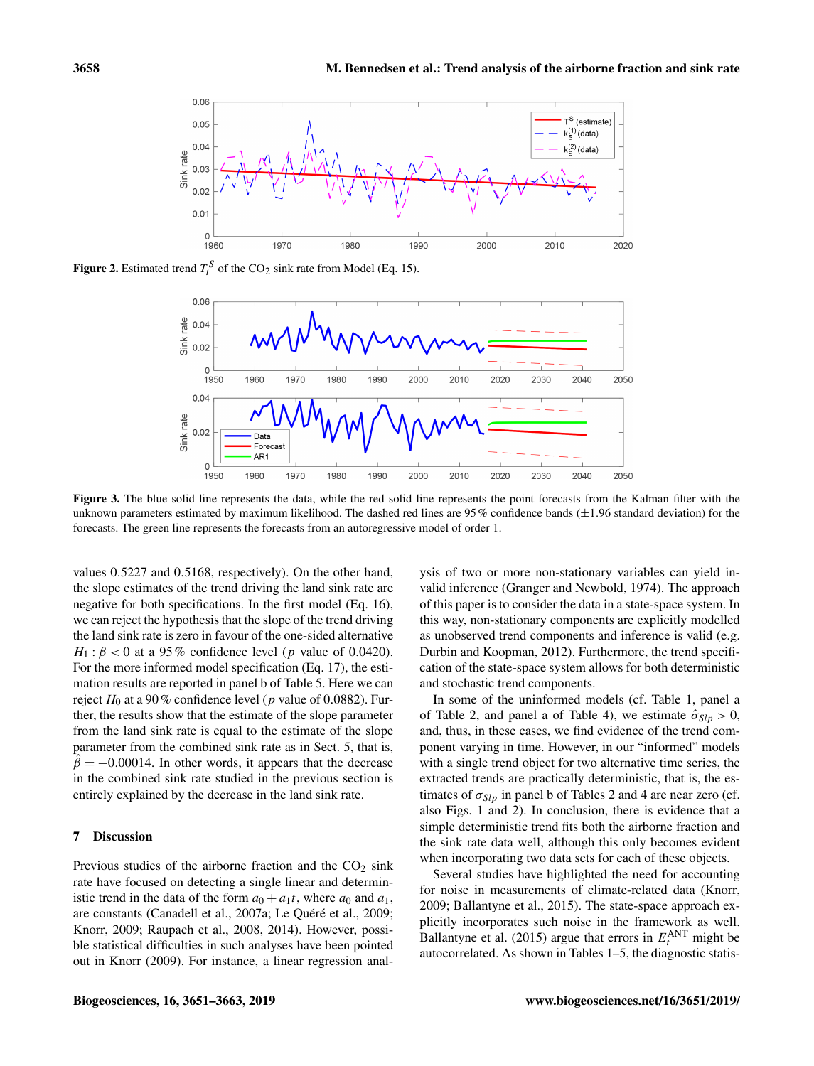**Figure 2.** Estimated trend $T_t^S$ of the $CO_2$ sink rate from Model (Eq. 15).

**Figure 3.** The blue solid line represents the data, while the red solid line represents the point forecasts from the Kalman filter with the unknown parameters estimated by maximum likelihood. The dashed red lines are 95 % confidence bands (±1.96 standard deviation) for the forecasts. The green line represents the forecasts from an autoregressive model of order 1.

values 0.5227 and 0.5168, respectively). On the other hand, the slope estimates of the trend driving the land sink rate are negative for both specifications. In the first model (Eq. 16), we can reject the hypothesis that the slope of the trend driving the land sink rate is zero in favour of the one-sided alternative $H_1 : \beta < 0$ at a 95 % confidence level ($p$ value of 0.0420). For the more informed model specification (Eq. 17), the estimation results are reported in panel b of Table 5. Here we can reject $H_0$ at a 90 % confidence level ($p$ value of 0.0882). Further, the results show that the estimate of the slope parameter from the land sink rate is equal to the estimate of the slope parameter from the combined sink rate as in Sect. 5, that is, $\hat{\beta} = -0.00014$. In other words, it appears that the decrease in the combined sink rate studied in the previous section is entirely explained by the decrease in the land sink rate.

## 7 Discussion

Previous studies of the airborne fraction and the $CO_2$ sink rate have focused on detecting a single linear and deterministic trend in the data of the form $a_0 + a_1 t$, where $a_0$ and $a_1$, are constants (Canadell et al., 2007a; Le Quéré et al., 2009; Knorr, 2009; Raupach et al., 2008, 2014). However, possible statistical difficulties in such analyses have been pointed out in Knorr (2009). For instance, a linear regression analysis of two or more non-stationary variables can yield invalid inference (Granger and Newbold, 1974). The approach of this paper is to consider the data in a state-space system. In this way, non-stationary components are explicitly modelled as unobserved trend components and inference is valid (e.g. Durbin and Koopman, 2012). Furthermore, the trend specification of the state-space system allows for both deterministic and stochastic trend components.

In some of the uninformed models (cf. Table 1, panel a of Table 2, and panel a of Table 4), we estimate $\hat{\sigma}_{Slp} > 0$, and, thus, in these cases, we find evidence of the trend component varying in time. However, in our "informed" models with a single trend object for two alternative time series, the extracted trends are practically deterministic, that is, the estimates of $\sigma_{Slp}$ in panel b of Tables 2 and 4 are near zero (cf. also Figs. 1 and 2). In conclusion, there is evidence that a simple deterministic trend fits both the airborne fraction and the sink rate data well, although this only becomes evident when incorporating two data sets for each of these objects.

Several studies have highlighted the need for accounting for noise in measurements of climate-related data (Knorr, 2009; Ballantyne et al., 2015). The state-space approach explicitly incorporates such noise in the framework as well. Ballantyne et al. (2015) argue that errors in $E_t^{ANT}$ might be autocorrelated. As shown in Tables 1–5, the diagnostic statis-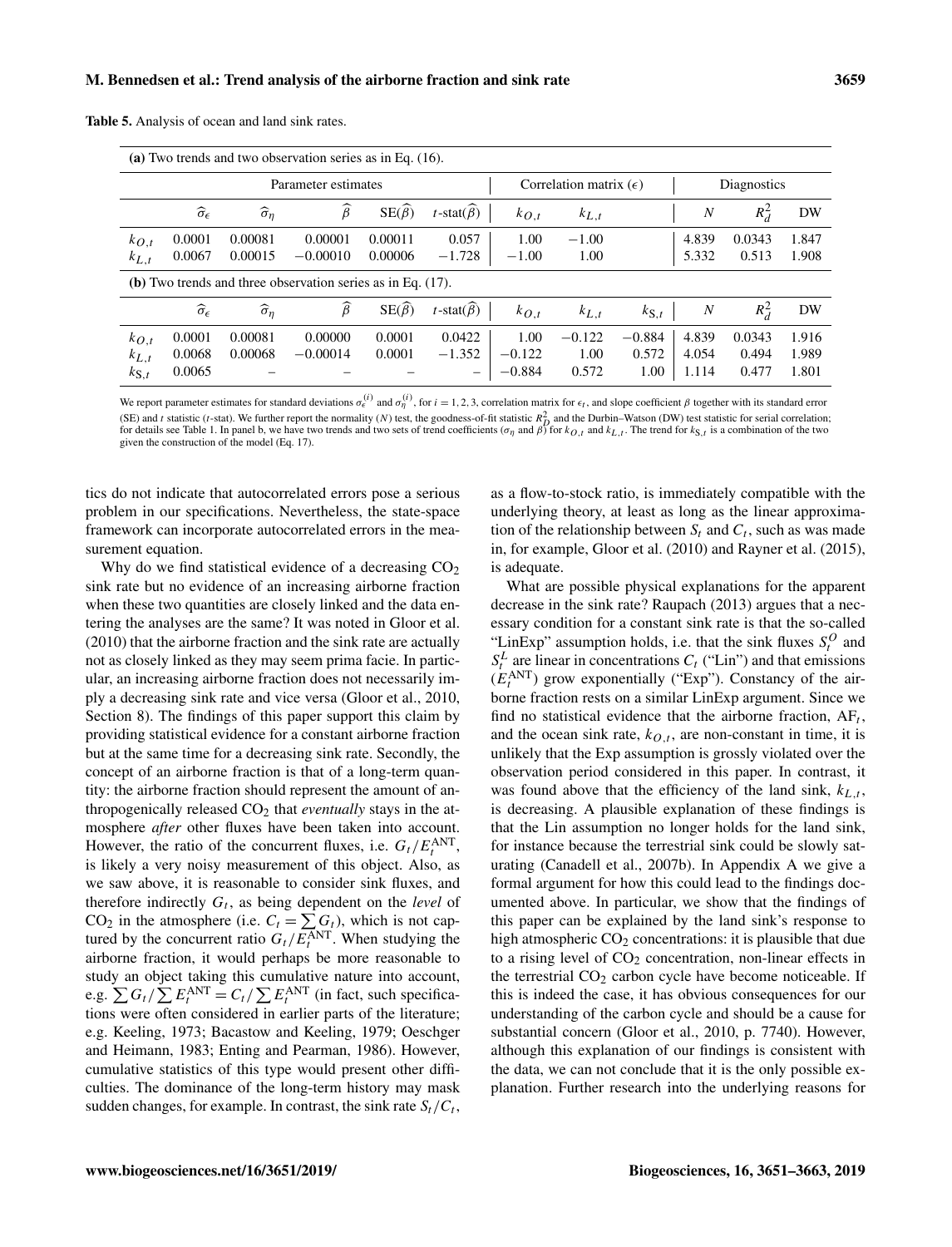**Table 5.** Analysis of ocean and land sink rates.

| **(a)** Two trends and two observation series as in Eq. (16). | | | | | | | | | | | |
|---|---|---|---|---|---|---|---|---|---|---|---|
| | Parameter estimates | | | | | Correlation matrix ($\epsilon$) | | | Diagnostics | | |
| | $\widehat{\sigma}_\epsilon$ | $\widehat{\sigma}_\eta$ | $\widehat{\beta}$ | $\mathrm{SE}(\widehat{\beta})$ | $t$-stat$(\widehat{\beta})$ | $k_{O,t}$ | $k_{L,t}$ | | $N$ | $R^2_d$ | DW |
| $k_{O,t}$ | 0.0001 | 0.00081 | 0.00001 | 0.00011 | 0.057 | 1.00 | −1.00 | | 4.839 | 0.0343 | 1.847 |
| $k_{L,t}$ | 0.0067 | 0.00015 | −0.00010 | 0.00006 | −1.728 | −1.00 | 1.00 | | 5.332 | 0.513 | 1.908 |
| **(b)** Two trends and three observation series as in Eq. (17). | | | | | | | | | | | |
| | $\widehat{\sigma}_\epsilon$ | $\widehat{\sigma}_\eta$ | $\widehat{\beta}$ | $\mathrm{SE}(\widehat{\beta})$ | $t$-stat$(\widehat{\beta})$ | $k_{O,t}$ | $k_{L,t}$ | $k_{\mathrm{S},t}$ | $N$ | $R^2_d$ | DW |
| $k_{O,t}$ | 0.0001 | 0.00081 | 0.00000 | 0.0001 | 0.0422 | 1.00 | −0.122 | −0.884 | 4.839 | 0.0343 | 1.916 |
| $k_{L,t}$ | 0.0068 | 0.00068 | −0.00014 | 0.0001 | −1.352 | −0.122 | 1.00 | 0.572 | 4.054 | 0.494 | 1.989 |
| $k_{\mathrm{S},t}$ | 0.0065 | – | – | – | – | −0.884 | 0.572 | 1.00 | 1.114 | 0.477 | 1.801 |

We report parameter estimates for standard deviations $\sigma_\epsilon^{(i)}$ and $\sigma_\eta^{(i)}$, for $i = 1, 2, 3$, correlation matrix for $\epsilon_t$, and slope coefficient $\beta$ together with its standard error (SE) and $t$ statistic ($t$-stat). We further report the normality ($N$) test, the goodness-of-fit statistic $R^2_D$ and the Durbin–Watson (DW) test statistic for serial correlation; for details see Table 1. In panel b, we have two trends and two sets of trend coefficients ($\sigma_\eta$ and $\beta$) for $k_{O,t}$ and $k_{L,t}$. The trend for $k_{\mathrm{S},t}$ is a combination of the two given the construction of the model (Eq. 17).

tics do not indicate that autocorrelated errors pose a serious problem in our specifications. Nevertheless, the state-space framework can incorporate autocorrelated errors in the measurement equation.

Why do we find statistical evidence of a decreasing $CO_2$ sink rate but no evidence of an increasing airborne fraction when these two quantities are closely linked and the data entering the analyses are the same? It was noted in Gloor et al. (2010) that the airborne fraction and the sink rate are actually not as closely linked as they may seem prima facie. In particular, an increasing airborne fraction does not necessarily imply a decreasing sink rate and vice versa (Gloor et al., 2010, Section 8). The findings of this paper support this claim by providing statistical evidence for a constant airborne fraction but at the same time for a decreasing sink rate. Secondly, the concept of an airborne fraction is that of a long-term quantity: the airborne fraction should represent the amount of anthropogenically released $CO_2$ that *eventually* stays in the atmosphere *after* other fluxes have been taken into account. However, the ratio of the concurrent fluxes, i.e. $G_t/E_t^{\mathrm{ANT}}$, is likely a very noisy measurement of this object. Also, as we saw above, it is reasonable to consider sink fluxes, and therefore indirectly $G_t$, as being dependent on the *level* of $CO_2$ in the atmosphere (i.e. $C_t = \sum G_t$), which is not captured by the concurrent ratio $G_t/E_t^{\mathrm{ANT}}$. When studying the airborne fraction, it would perhaps be more reasonable to study an object taking this cumulative nature into account, e.g. $\sum G_t / \sum E_t^{\mathrm{ANT}} = C_t / \sum E_t^{\mathrm{ANT}}$ (in fact, such specifications were often considered in earlier parts of the literature; e.g. Keeling, 1973; Bacastow and Keeling, 1979; Oeschger and Heimann, 1983; Enting and Pearman, 1986). However, cumulative statistics of this type would present other difficulties. The dominance of the long-term history may mask sudden changes, for example. In contrast, the sink rate $S_t/C_t$, as a flow-to-stock ratio, is immediately compatible with the underlying theory, at least as long as the linear approximation of the relationship between $S_t$ and $C_t$, such as was made in, for example, Gloor et al. (2010) and Rayner et al. (2015), is adequate.

What are possible physical explanations for the apparent decrease in the sink rate? Raupach (2013) argues that a necessary condition for a constant sink rate is that the so-called "LinExp" assumption holds, i.e. that the sink fluxes $S_t^O$ and $S_t^L$ are linear in concentrations $C_t$ ("Lin") and that emissions ($E_t^{\mathrm{ANT}}$) grow exponentially ("Exp"). Constancy of the airborne fraction rests on a similar LinExp argument. Since we find no statistical evidence that the airborne fraction, $\mathrm{AF}_t$, and the ocean sink rate, $k_{O,t}$, are non-constant in time, it is unlikely that the Exp assumption is grossly violated over the observation period considered in this paper. In contrast, it was found above that the efficiency of the land sink, $k_{L,t}$, is decreasing. A plausible explanation of these findings is that the Lin assumption no longer holds for the land sink, for instance because the terrestrial sink could be slowly saturating (Canadell et al., 2007b). In Appendix A we give a formal argument for how this could lead to the findings documented above. In particular, we show that the findings of this paper can be explained by the land sink's response to high atmospheric $CO_2$ concentrations: it is plausible that due to a rising level of $CO_2$ concentration, non-linear effects in the terrestrial $CO_2$ carbon cycle have become noticeable. If this is indeed the case, it has obvious consequences for our understanding of the carbon cycle and should be a cause for substantial concern (Gloor et al., 2010, p. 7740). However, although this explanation of our findings is consistent with the data, we can not conclude that it is the only possible explanation. Further research into the underlying reasons for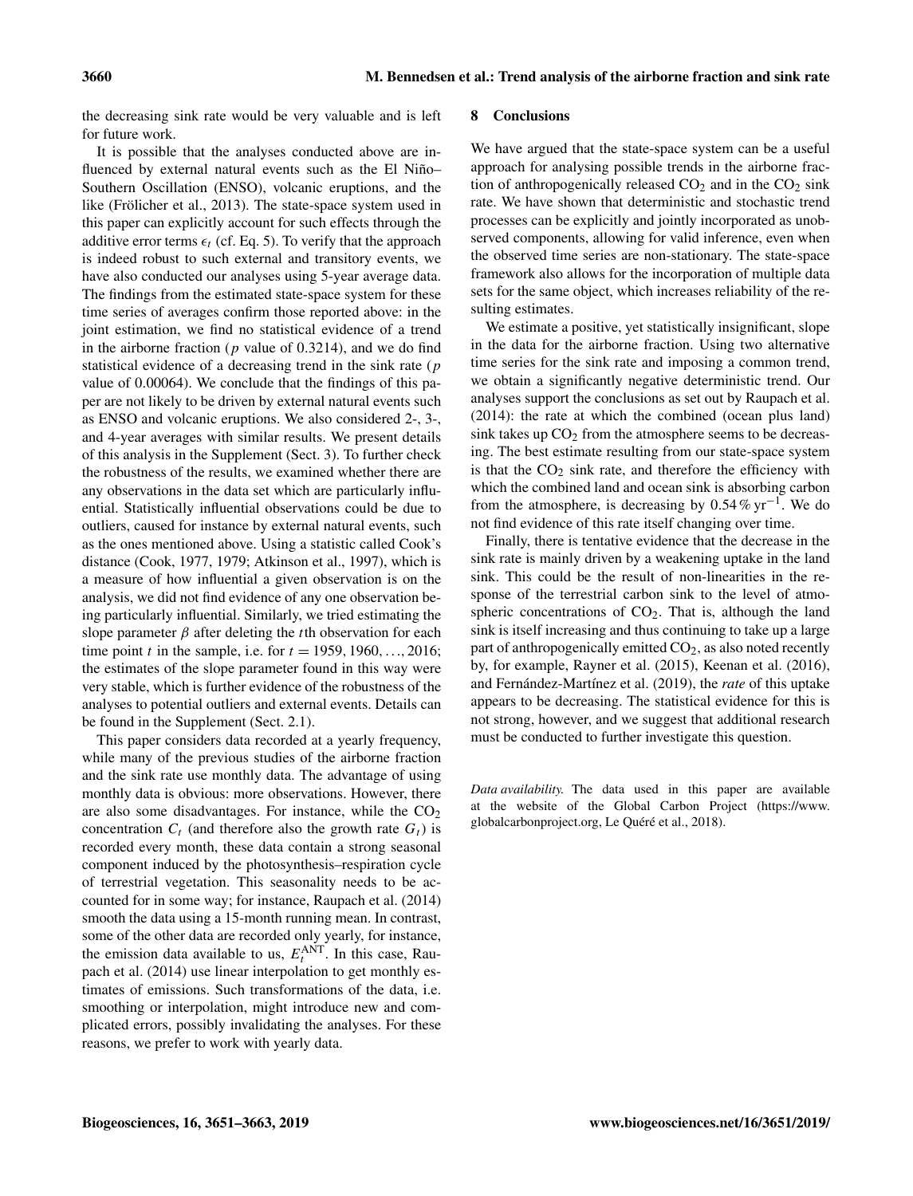the decreasing sink rate would be very valuable and is left for future work.

It is possible that the analyses conducted above are influenced by external natural events such as the El Niño–Southern Oscillation (ENSO), volcanic eruptions, and the like (Frölicher et al., 2013). The state-space system used in this paper can explicitly account for such effects through the additive error terms $\epsilon_t$ (cf. Eq. 5). To verify that the approach is indeed robust to such external and transitory events, we have also conducted our analyses using 5-year average data. The findings from the estimated state-space system for these time series of averages confirm those reported above: in the joint estimation, we find no statistical evidence of a trend in the airborne fraction ($p$ value of 0.3214), and we do find statistical evidence of a decreasing trend in the sink rate ($p$ value of 0.00064). We conclude that the findings of this paper are not likely to be driven by external natural events such as ENSO and volcanic eruptions. We also considered 2-, 3-, and 4-year averages with similar results. We present details of this analysis in the Supplement (Sect. 3). To further check the robustness of the results, we examined whether there are any observations in the data set which are particularly influential. Statistically influential observations could be due to outliers, caused for instance by external natural events, such as the ones mentioned above. Using a statistic called Cook's distance (Cook, 1977, 1979; Atkinson et al., 1997), which is a measure of how influential a given observation is on the analysis, we did not find evidence of any one observation being particularly influential. Similarly, we tried estimating the slope parameter $\beta$ after deleting the $t$th observation for each time point $t$ in the sample, i.e. for $t = 1959, 1960, \ldots, 2016$; the estimates of the slope parameter found in this way were very stable, which is further evidence of the robustness of the analyses to potential outliers and external events. Details can be found in the Supplement (Sect. 2.1).

This paper considers data recorded at a yearly frequency, while many of the previous studies of the airborne fraction and the sink rate use monthly data. The advantage of using monthly data is obvious: more observations. However, there are also some disadvantages. For instance, while the $CO_2$ concentration $C_t$ (and therefore also the growth rate $G_t$) is recorded every month, these data contain a strong seasonal component induced by the photosynthesis–respiration cycle of terrestrial vegetation. This seasonality needs to be accounted for in some way; for instance, Raupach et al. (2014) smooth the data using a 15-month running mean. In contrast, some of the other data are recorded only yearly, for instance, the emission data available to us, $E_t^{\mathrm{ANT}}$. In this case, Raupach et al. (2014) use linear interpolation to get monthly estimates of emissions. Such transformations of the data, i.e. smoothing or interpolation, might introduce new and complicated errors, possibly invalidating the analyses. For these reasons, we prefer to work with yearly data.

## 8 Conclusions

We have argued that the state-space system can be a useful approach for analysing possible trends in the airborne fraction of anthropogenically released $CO_2$ and in the $CO_2$ sink rate. We have shown that deterministic and stochastic trend processes can be explicitly and jointly incorporated as unobserved components, allowing for valid inference, even when the observed time series are non-stationary. The state-space framework also allows for the incorporation of multiple data sets for the same object, which increases reliability of the resulting estimates.

We estimate a positive, yet statistically insignificant, slope in the data for the airborne fraction. Using two alternative time series for the sink rate and imposing a common trend, we obtain a significantly negative deterministic trend. Our analyses support the conclusions as set out by Raupach et al. (2014): the rate at which the combined (ocean plus land) sink takes up $CO_2$ from the atmosphere seems to be decreasing. The best estimate resulting from our state-space system is that the $CO_2$ sink rate, and therefore the efficiency with which the combined land and ocean sink is absorbing carbon from the atmosphere, is decreasing by $0.54\,\%\,\mathrm{yr}^{-1}$. We do not find evidence of this rate itself changing over time.

Finally, there is tentative evidence that the decrease in the sink rate is mainly driven by a weakening uptake in the land sink. This could be the result of non-linearities in the response of the terrestrial carbon sink to the level of atmospheric concentrations of $CO_2$. That is, although the land sink is itself increasing and thus continuing to take up a large part of anthropogenically emitted $CO_2$, as also noted recently by, for example, Rayner et al. (2015), Keenan et al. (2016), and Fernández-Martínez et al. (2019), the *rate* of this uptake appears to be decreasing. The statistical evidence for this is not strong, however, and we suggest that additional research must be conducted to further investigate this question.

*Data availability.* The data used in this paper are available at the website of the Global Carbon Project (https://www.globalcarbonproject.org, Le Quéré et al., 2018).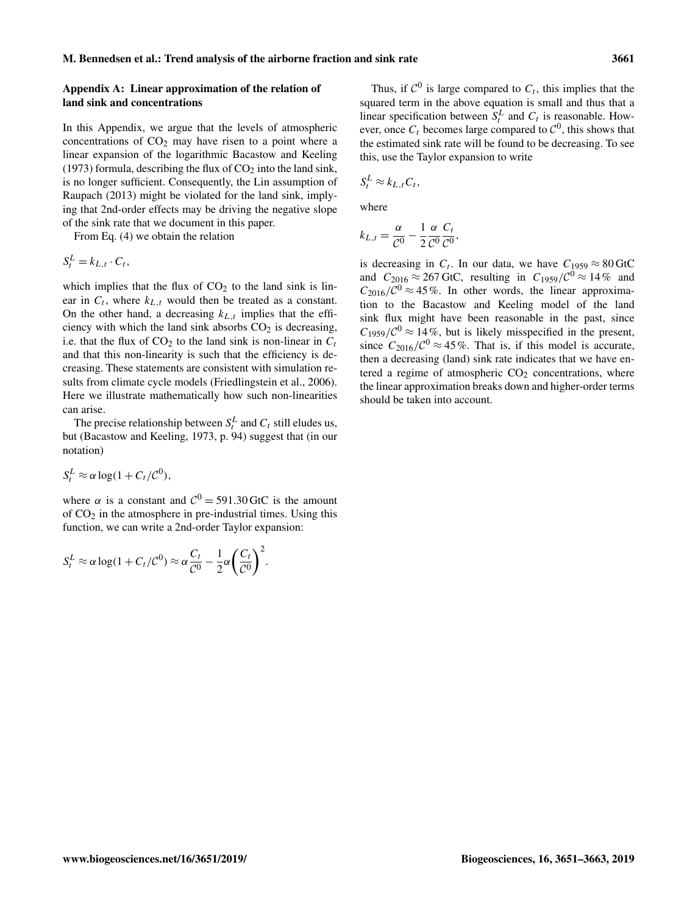## Appendix A: Linear approximation of the relation of land sink and concentrations

In this Appendix, we argue that the levels of atmospheric concentrations of $CO_2$ may have risen to a point where a linear expansion of the logarithmic Bacastow and Keeling (1973) formula, describing the flux of $CO_2$ into the land sink, is no longer sufficient. Consequently, the Lin assumption of Raupach (2013) might be violated for the land sink, implying that 2nd-order effects may be driving the negative slope of the sink rate that we document in this paper.

From Eq. (4) we obtain the relation

$$S_t^L = k_{L,t} \cdot C_t,$$

which implies that the flux of $CO_2$ to the land sink is linear in $C_t$, where $k_{L,t}$ would then be treated as a constant. On the other hand, a decreasing $k_{L,t}$ implies that the efficiency with which the land sink absorbs $CO_2$ is decreasing, i.e. that the flux of $CO_2$ to the land sink is non-linear in $C_t$ and that this non-linearity is such that the efficiency is decreasing. These statements are consistent with simulation results from climate cycle models (Friedlingstein et al., 2006). Here we illustrate mathematically how such non-linearities can arise.

The precise relationship between $S_t^L$ and $C_t$ still eludes us, but (Bacastow and Keeling, 1973, p. 94) suggest that (in our notation)

$$S_t^L \approx \alpha \log(1 + C_t/\mathcal{C}^0),$$

where $\alpha$ is a constant and $\mathcal{C}^0 = 591.30\,\text{GtC}$ is the amount of $CO_2$ in the atmosphere in pre-industrial times. Using this function, we can write a 2nd-order Taylor expansion:

$$S_t^L \approx \alpha \log(1 + C_t/\mathcal{C}^0) \approx \alpha \frac{C_t}{\mathcal{C}^0} - \frac{1}{2}\alpha \left(\frac{C_t}{\mathcal{C}^0}\right)^2.$$

Thus, if $\mathcal{C}^0$ is large compared to $C_t$, this implies that the squared term in the above equation is small and thus that a linear specification between $S_t^L$ and $C_t$ is reasonable. However, once $C_t$ becomes large compared to $\mathcal{C}^0$, this shows that the estimated sink rate will be found to be decreasing. To see this, use the Taylor expansion to write

$$S_t^L \approx k_{L,t} C_t,$$

where

$$k_{L,t} = \frac{\alpha}{\mathcal{C}^0} - \frac{1}{2}\frac{\alpha}{\mathcal{C}^0}\frac{C_t}{\mathcal{C}^0},$$

is decreasing in $C_t$. In our data, we have $C_{1959} \approx 80\,\text{GtC}$ and $C_{2016} \approx 267\,\text{GtC}$, resulting in $C_{1959}/\mathcal{C}^0 \approx 14\,\%$ and $C_{2016}/\mathcal{C}^0 \approx 45\,\%$. In other words, the linear approximation to the Bacastow and Keeling model of the land sink flux might have been reasonable in the past, since $C_{1959}/\mathcal{C}^0 \approx 14\,\%$, but is likely misspecified in the present, since $C_{2016}/\mathcal{C}^0 \approx 45\,\%$. That is, if this model is accurate, then a decreasing (land) sink rate indicates that we have entered a regime of atmospheric $CO_2$ concentrations, where the linear approximation breaks down and higher-order terms should be taken into account.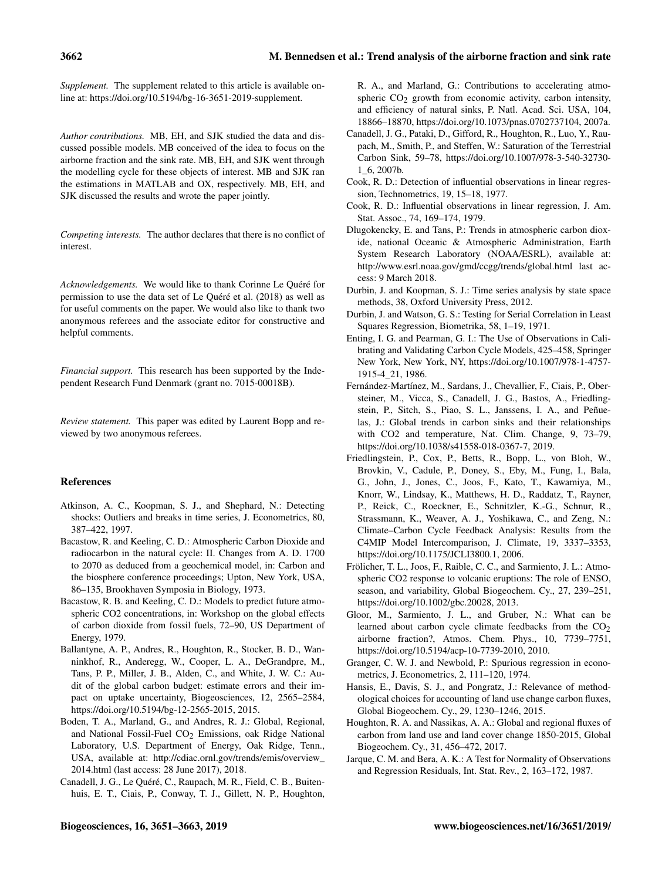*Supplement.* The supplement related to this article is available online at: https://doi.org/10.5194/bg-16-3651-2019-supplement.

*Author contributions.* MB, EH, and SJK studied the data and discussed possible models. MB conceived of the idea to focus on the airborne fraction and the sink rate. MB, EH, and SJK went through the modelling cycle for these objects of interest. MB and SJK ran the estimations in MATLAB and OX, respectively. MB, EH, and SJK discussed the results and wrote the paper jointly.

*Competing interests.* The author declares that there is no conflict of interest.

*Acknowledgements.* We would like to thank Corinne Le Quéré for permission to use the data set of Le Quéré et al. (2018) as well as for useful comments on the paper. We would also like to thank two anonymous referees and the associate editor for constructive and helpful comments.

*Financial support.* This research has been supported by the Independent Research Fund Denmark (grant no. 7015-00018B).

*Review statement.* This paper was edited by Laurent Bopp and reviewed by two anonymous referees.

## References

Atkinson, A. C., Koopman, S. J., and Shephard, N.: Detecting shocks: Outliers and breaks in time series, J. Econometrics, 80, 387–422, 1997.

Bacastow, R. and Keeling, C. D.: Atmospheric Carbon Dioxide and radiocarbon in the natural cycle: II. Changes from A. D. 1700 to 2070 as deduced from a geochemical model, in: Carbon and the biosphere conference proceedings; Upton, New York, USA, 86–135, Brookhaven Symposia in Biology, 1973.

Bacastow, R. B. and Keeling, C. D.: Models to predict future atmospheric CO2 concentrations, in: Workshop on the global effects of carbon dioxide from fossil fuels, 72–90, US Department of Energy, 1979.

Ballantyne, A. P., Andres, R., Houghton, R., Stocker, B. D., Wanninkhof, R., Anderegg, W., Cooper, L. A., DeGrandpre, M., Tans, P. P., Miller, J. B., Alden, C., and White, J. W. C.: Audit of the global carbon budget: estimate errors and their impact on uptake uncertainty, Biogeosciences, 12, 2565–2584, https://doi.org/10.5194/bg-12-2565-2015, 2015.

Boden, T. A., Marland, G., and Andres, R. J.: Global, Regional, and National Fossil-Fuel $CO_2$ Emissions, oak Ridge National Laboratory, U.S. Department of Energy, Oak Ridge, Tenn., USA, available at: http://cdiac.ornl.gov/trends/emis/overview_2014.html (last access: 28 June 2017), 2018.

Canadell, J. G., Le Quéré, C., Raupach, M. R., Field, C. B., Buitenhuis, E. T., Ciais, P., Conway, T. J., Gillett, N. P., Houghton, R. A., and Marland, G.: Contributions to accelerating atmospheric $CO_2$ growth from economic activity, carbon intensity, and efficiency of natural sinks, P. Natl. Acad. Sci. USA, 104, 18866–18870, https://doi.org/10.1073/pnas.0702737104, 2007a.

Canadell, J. G., Pataki, D., Gifford, R., Houghton, R., Luo, Y., Raupach, M., Smith, P., and Steffen, W.: Saturation of the Terrestrial Carbon Sink, 59–78, https://doi.org/10.1007/978-3-540-32730-1_6, 2007b.

Cook, R. D.: Detection of influential observations in linear regression, Technometrics, 19, 15–18, 1977.

Cook, R. D.: Influential observations in linear regression, J. Am. Stat. Assoc., 74, 169–174, 1979.

Dlugokencky, E. and Tans, P.: Trends in atmospheric carbon dioxide, national Oceanic & Atmospheric Administration, Earth System Research Laboratory (NOAA/ESRL), available at: http://www.esrl.noaa.gov/gmd/ccgg/trends/global.html last access: 9 March 2018.

Durbin, J. and Koopman, S. J.: Time series analysis by state space methods, 38, Oxford University Press, 2012.

Durbin, J. and Watson, G. S.: Testing for Serial Correlation in Least Squares Regression, Biometrika, 58, 1–19, 1971.

Enting, I. G. and Pearman, G. I.: The Use of Observations in Calibrating and Validating Carbon Cycle Models, 425–458, Springer New York, New York, NY, https://doi.org/10.1007/978-1-4757-1915-4_21, 1986.

Fernández-Martínez, M., Sardans, J., Chevallier, F., Ciais, P., Obersteiner, M., Vicca, S., Canadell, J. G., Bastos, A., Friedlingstein, P., Sitch, S., Piao, S. L., Janssens, I. A., and Peñuelas, J.: Global trends in carbon sinks and their relationships with CO2 and temperature, Nat. Clim. Change, 9, 73–79, https://doi.org/10.1038/s41558-018-0367-7, 2019.

Friedlingstein, P., Cox, P., Betts, R., Bopp, L., von Bloh, W., Brovkin, V., Cadule, P., Doney, S., Eby, M., Fung, I., Bala, G., John, J., Jones, C., Joos, F., Kato, T., Kawamiya, M., Knorr, W., Lindsay, K., Matthews, H. D., Raddatz, T., Rayner, P., Reick, C., Roeckner, E., Schnitzler, K.-G., Schnur, R., Strassmann, K., Weaver, A. J., Yoshikawa, C., and Zeng, N.: Climate–Carbon Cycle Feedback Analysis: Results from the C4MIP Model Intercomparison, J. Climate, 19, 3337–3353, https://doi.org/10.1175/JCLI3800.1, 2006.

Frölicher, T. L., Joos, F., Raible, C. C., and Sarmiento, J. L.: Atmospheric CO2 response to volcanic eruptions: The role of ENSO, season, and variability, Global Biogeochem. Cy., 27, 239–251, https://doi.org/10.1002/gbc.20028, 2013.

Gloor, M., Sarmiento, J. L., and Gruber, N.: What can be learned about carbon cycle climate feedbacks from the $CO_2$ airborne fraction?, Atmos. Chem. Phys., 10, 7739–7751, https://doi.org/10.5194/acp-10-7739-2010, 2010.

Granger, C. W. J. and Newbold, P.: Spurious regression in econometrics, J. Econometrics, 2, 111–120, 1974.

Hansis, E., Davis, S. J., and Pongratz, J.: Relevance of methodological choices for accounting of land use change carbon fluxes, Global Biogeochem. Cy., 29, 1230–1246, 2015.

Houghton, R. A. and Nassikas, A. A.: Global and regional fluxes of carbon from land use and land cover change 1850-2015, Global Biogeochem. Cy., 31, 456–472, 2017.

Jarque, C. M. and Bera, A. K.: A Test for Normality of Observations and Regression Residuals, Int. Stat. Rev., 2, 163–172, 1987.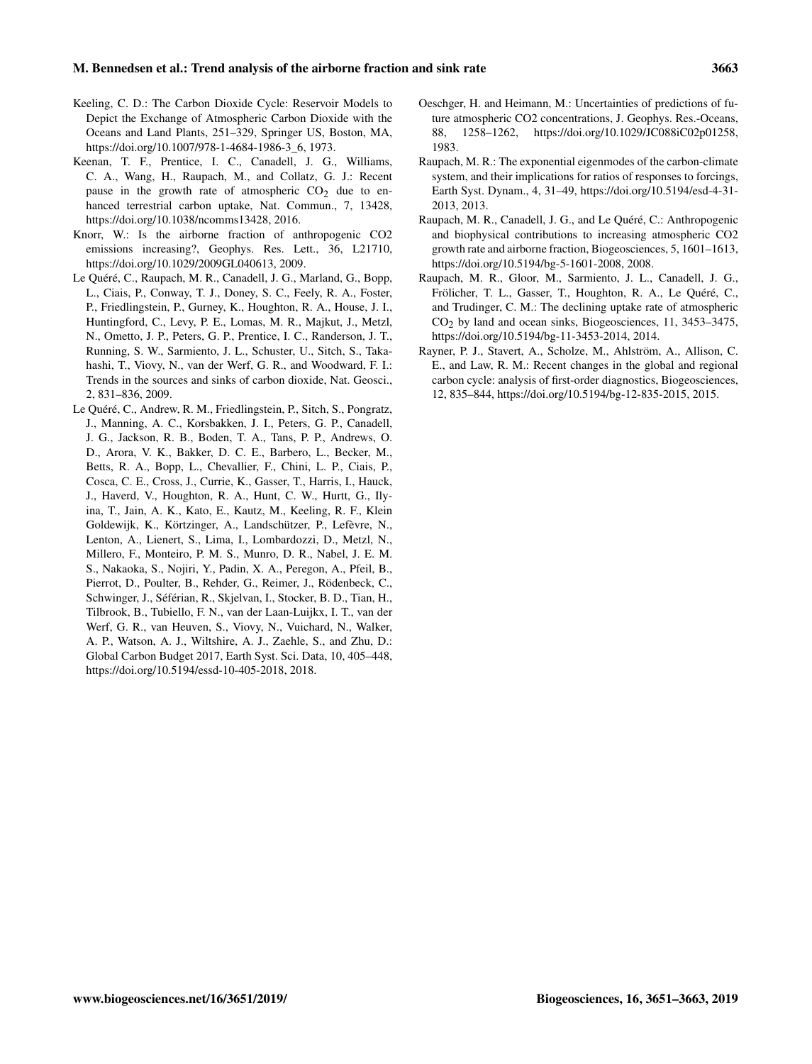Keeling, C. D.: The Carbon Dioxide Cycle: Reservoir Models to Depict the Exchange of Atmospheric Carbon Dioxide with the Oceans and Land Plants, 251–329, Springer US, Boston, MA, https://doi.org/10.1007/978-1-4684-1986-3_6, 1973.

Keenan, T. F., Prentice, I. C., Canadell, J. G., Williams, C. A., Wang, H., Raupach, M., and Collatz, G. J.: Recent pause in the growth rate of atmospheric $CO_2$ due to enhanced terrestrial carbon uptake, Nat. Commun., 7, 13428, https://doi.org/10.1038/ncomms13428, 2016.

Knorr, W.: Is the airborne fraction of anthropogenic CO2 emissions increasing?, Geophys. Res. Lett., 36, L21710, https://doi.org/10.1029/2009GL040613, 2009.

Le Quéré, C., Raupach, M. R., Canadell, J. G., Marland, G., Bopp, L., Ciais, P., Conway, T. J., Doney, S. C., Feely, R. A., Foster, P., Friedlingstein, P., Gurney, K., Houghton, R. A., House, J. I., Huntingford, C., Levy, P. E., Lomas, M. R., Majkut, J., Metzl, N., Ometto, J. P., Peters, G. P., Prentice, I. C., Randerson, J. T., Running, S. W., Sarmiento, J. L., Schuster, U., Sitch, S., Takahashi, T., Viovy, N., van der Werf, G. R., and Woodward, F. I.: Trends in the sources and sinks of carbon dioxide, Nat. Geosci., 2, 831–836, 2009.

Le Quéré, C., Andrew, R. M., Friedlingstein, P., Sitch, S., Pongratz, J., Manning, A. C., Korsbakken, J. I., Peters, G. P., Canadell, J. G., Jackson, R. B., Boden, T. A., Tans, P. P., Andrews, O. D., Arora, V. K., Bakker, D. C. E., Barbero, L., Becker, M., Betts, R. A., Bopp, L., Chevallier, F., Chini, L. P., Ciais, P., Cosca, C. E., Cross, J., Currie, K., Gasser, T., Harris, I., Hauck, J., Haverd, V., Houghton, R. A., Hunt, C. W., Hurtt, G., Ilyina, T., Jain, A. K., Kato, E., Kautz, M., Keeling, R. F., Klein Goldewijk, K., Körtzinger, A., Landschützer, P., Lefèvre, N., Lenton, A., Lienert, S., Lima, I., Lombardozzi, D., Metzl, N., Millero, F., Monteiro, P. M. S., Munro, D. R., Nabel, J. E. M. S., Nakaoka, S., Nojiri, Y., Padin, X. A., Peregon, A., Pfeil, B., Pierrot, D., Poulter, B., Rehder, G., Reimer, J., Rödenbeck, C., Schwinger, J., Séférian, R., Skjelvan, I., Stocker, B. D., Tian, H., Tilbrook, B., Tubiello, F. N., van der Laan-Luijkx, I. T., van der Werf, G. R., van Heuven, S., Viovy, N., Vuichard, N., Walker, A. P., Watson, A. J., Wiltshire, A. J., Zaehle, S., and Zhu, D.: Global Carbon Budget 2017, Earth Syst. Sci. Data, 10, 405–448, https://doi.org/10.5194/essd-10-405-2018, 2018.

Oeschger, H. and Heimann, M.: Uncertainties of predictions of future atmospheric CO2 concentrations, J. Geophys. Res.-Oceans, 88, 1258–1262, https://doi.org/10.1029/JC088iC02p01258, 1983.

Raupach, M. R.: The exponential eigenmodes of the carbon-climate system, and their implications for ratios of responses to forcings, Earth Syst. Dynam., 4, 31–49, https://doi.org/10.5194/esd-4-31-2013, 2013.

Raupach, M. R., Canadell, J. G., and Le Quéré, C.: Anthropogenic and biophysical contributions to increasing atmospheric CO2 growth rate and airborne fraction, Biogeosciences, 5, 1601–1613, https://doi.org/10.5194/bg-5-1601-2008, 2008.

Raupach, M. R., Gloor, M., Sarmiento, J. L., Canadell, J. G., Frölicher, T. L., Gasser, T., Houghton, R. A., Le Quéré, C., and Trudinger, C. M.: The declining uptake rate of atmospheric $CO_2$ by land and ocean sinks, Biogeosciences, 11, 3453–3475, https://doi.org/10.5194/bg-11-3453-2014, 2014.

Rayner, P. J., Stavert, A., Scholze, M., Ahlström, A., Allison, C. E., and Law, R. M.: Recent changes in the global and regional carbon cycle: analysis of first-order diagnostics, Biogeosciences, 12, 835–844, https://doi.org/10.5194/bg-12-835-2015, 2015.